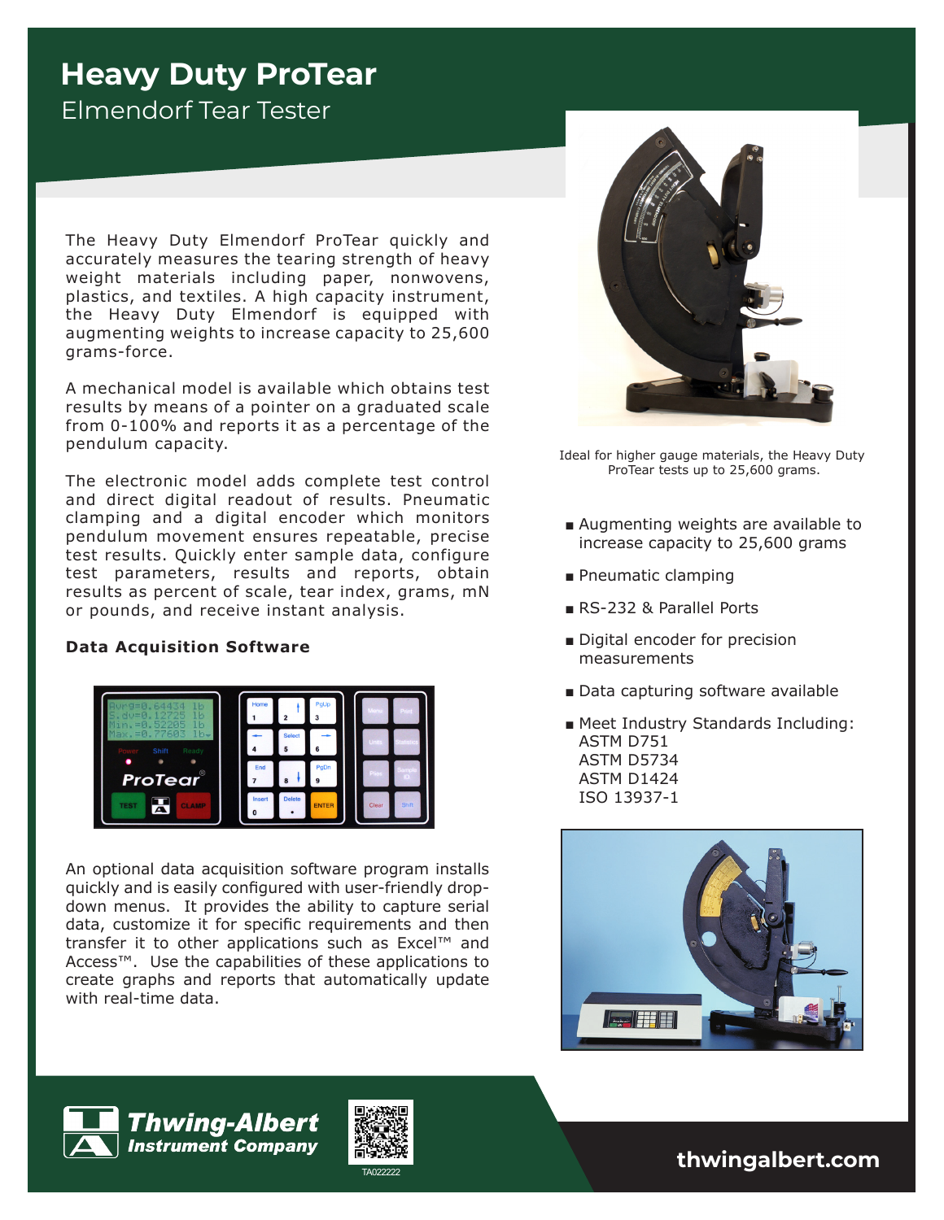# Heavy Duty ProTear

## Elmendorf Tear Tester

The Heavy Duty Elmendorf ProTear quickly and accurately measures the tearing strength of heavy weight materials including paper, nonwovens, plastics, and textiles. A high capacity instrument, the Heavy Duty Elmendorf is equipped with augmenting weights to increase capacity to 25,600 grams-force.

A mechanical model is available which obtains test results by means of a pointer on a graduated scale from 0-100% and reports it as a percentage of the pendulum capacity.

The electronic model adds complete test control and direct digital readout of results. Pneumatic clamping and a digital encoder which monitors pendulum movement ensures repeatable, precise test results. Quickly enter sample data, configure test parameters, results and reports, obtain results as percent of scale, tear index, grams, mN or pounds, and receive instant analysis.

**Data Acquisition Software**

An optional data acquisition software program installs quickly and is easily configured with user-friendly drop-down menus. It provides the ability to capture serial data, customize it for specific requirements and then transfer it to other applications such as Excel™ and Access™. Use the capabilities of these applications to create graphs and reports that automatically update with real-time data.

Ideal for higher gauge materials, the Heavy Duty ProTear tests up to 25,600 grams.

- Augmenting weights are available to increase capacity to 25,600 grams
- Pneumatic clamping
- RS-232 & Parallel Ports
- Digital encoder for precision measurements
- Data capturing software available
- Meet Industry Standards Including:
  ASTM D751
  ASTM D5734
  ASTM D1424
  ISO 13937-1

**Thwing-Albert Instrument Company**

TA022222

**thwingalbert.com**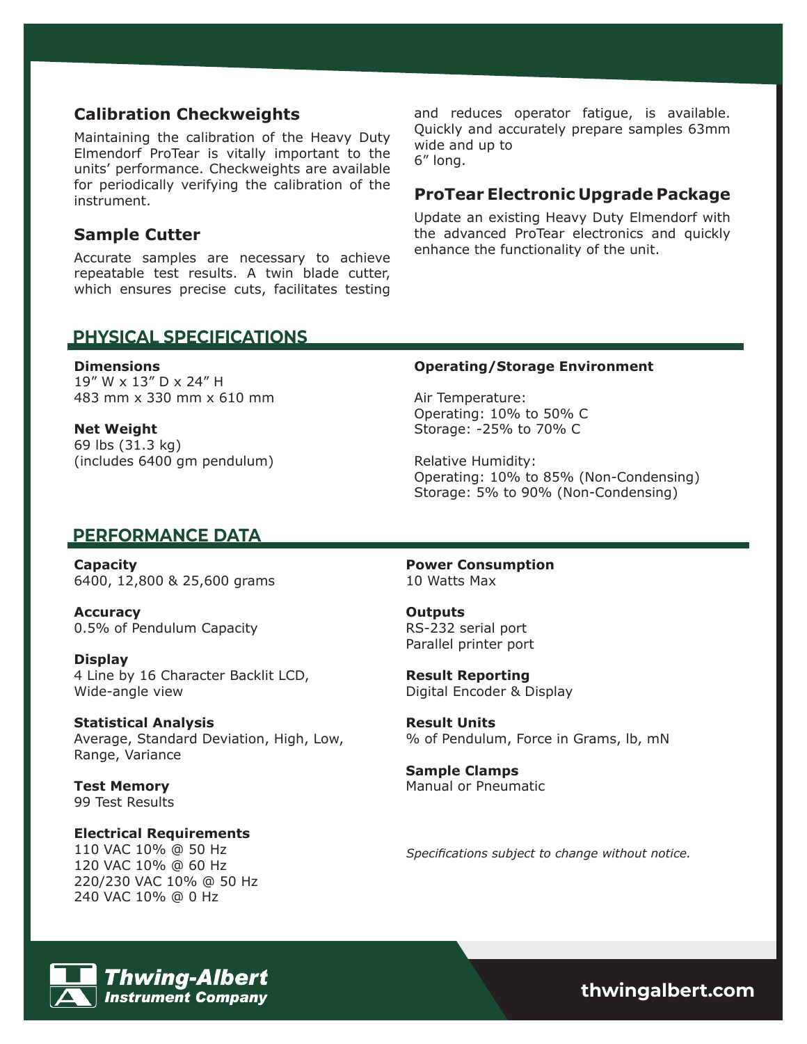### Calibration Checkweights

Maintaining the calibration of the Heavy Duty Elmendorf ProTear is vitally important to the units' performance. Checkweights are available for periodically verifying the calibration of the instrument.

### Sample Cutter

Accurate samples are necessary to achieve repeatable test results. A twin blade cutter, which ensures precise cuts, facilitates testing and reduces operator fatigue, is available. Quickly and accurately prepare samples 63mm wide and up to
6″ long.

### ProTear Electronic Upgrade Package

Update an existing Heavy Duty Elmendorf with the advanced ProTear electronics and quickly enhance the functionality of the unit.

## PHYSICAL SPECIFICATIONS

**Dimensions**
19″ W x 13″ D x 24″ H
483 mm x 330 mm x 610 mm

**Net Weight**
69 lbs (31.3 kg)
(includes 6400 gm pendulum)

**Operating/Storage Environment**

Air Temperature:
Operating: 10% to 50% C
Storage: -25% to 70% C

Relative Humidity:
Operating: 10% to 85% (Non-Condensing)
Storage: 5% to 90% (Non-Condensing)

## PERFORMANCE DATA

**Capacity**
6400, 12,800 & 25,600 grams

**Accuracy**
0.5% of Pendulum Capacity

**Display**
4 Line by 16 Character Backlit LCD,
Wide-angle view

**Statistical Analysis**
Average, Standard Deviation, High, Low,
Range, Variance

**Test Memory**
99 Test Results

**Electrical Requirements**
110 VAC 10% @ 50 Hz
120 VAC 10% @ 60 Hz
220/230 VAC 10% @ 50 Hz
240 VAC 10% @ 0 Hz

**Power Consumption**
10 Watts Max

**Outputs**
RS-232 serial port
Parallel printer port

**Result Reporting**
Digital Encoder & Display

**Result Units**
% of Pendulum, Force in Grams, lb, mN

**Sample Clamps**
Manual or Pneumatic

*Specifications subject to change without notice.*

**Thwing-Albert Instrument Company**

**thwingalbert.com**